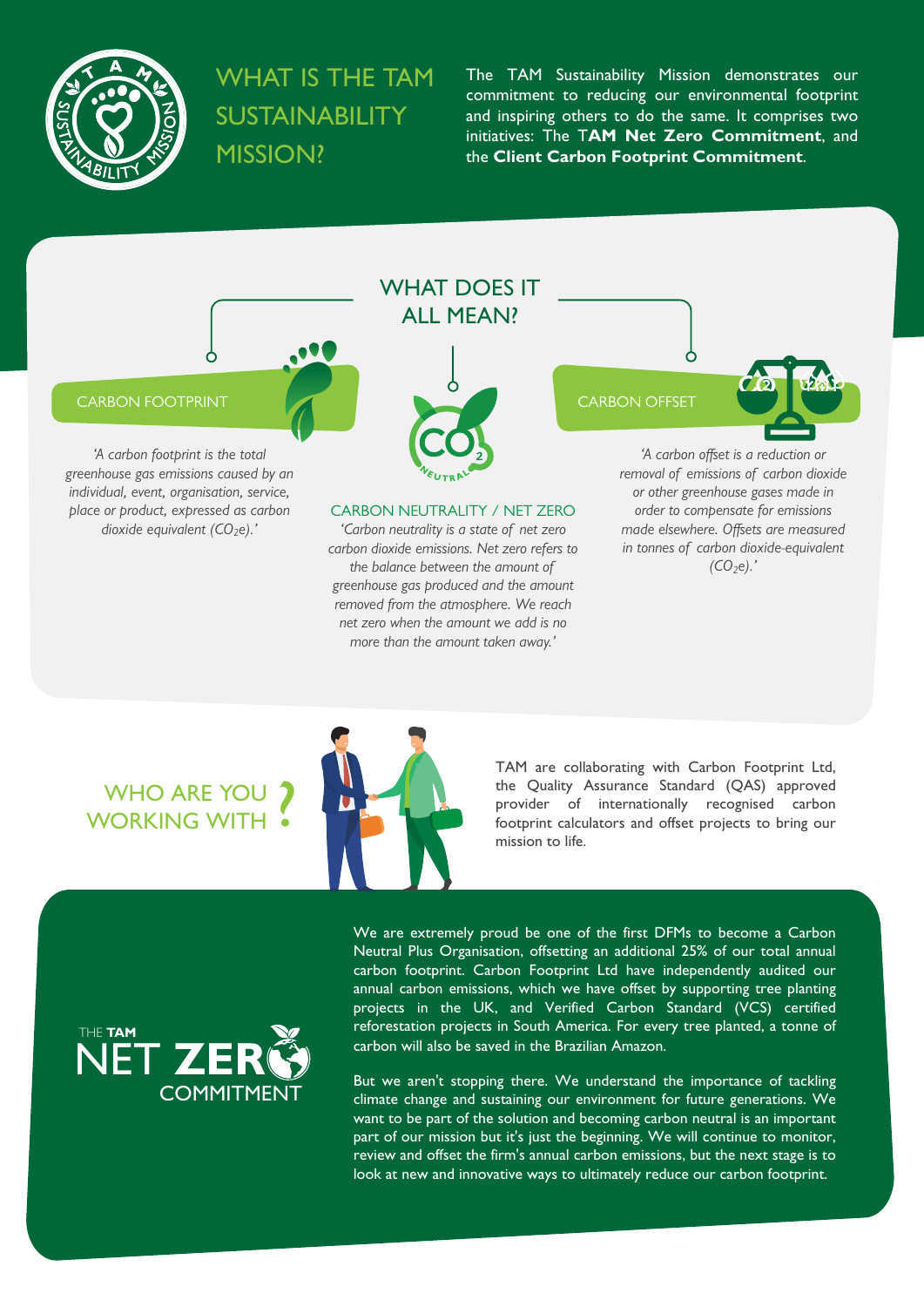# WHAT IS THE TAM SUSTAINABILITY MISSION?

The TAM Sustainability Mission demonstrates our commitment to reducing our environmental footprint and inspiring others to do the same. It comprises two initiatives: The T**AM Net Zero Commitment**, and the **Client Carbon Footprint Commitment**.

## WHAT DOES IT ALL MEAN?

### CARBON FOOTPRINT

*'A carbon footprint is the total greenhouse gas emissions caused by an individual, event, organisation, service, place or product, expressed as carbon dioxide equivalent ($CO_2e$).'*

### CARBON NEUTRALITY / NET ZERO

*'Carbon neutrality is a state of net zero carbon dioxide emissions. Net zero refers to the balance between the amount of greenhouse gas produced and the amount removed from the atmosphere. We reach net zero when the amount we add is no more than the amount taken away.'*

### CARBON OFFSET

*'A carbon offset is a reduction or removal of emissions of carbon dioxide or other greenhouse gases made in order to compensate for emissions made elsewhere. Offsets are measured in tonnes of carbon dioxide-equivalent ($CO_2e$).'*

## WHO ARE YOU WORKING WITH?

TAM are collaborating with Carbon Footprint Ltd, the Quality Assurance Standard (QAS) approved provider of internationally recognised carbon footprint calculators and offset projects to bring our mission to life.

## THE TAM NET ZERO COMMITMENT

We are extremely proud be one of the first DFMs to become a Carbon Neutral Plus Organisation, offsetting an additional 25% of our total annual carbon footprint. Carbon Footprint Ltd have independently audited our annual carbon emissions, which we have offset by supporting tree planting projects in the UK, and Verified Carbon Standard (VCS) certified reforestation projects in South America. For every tree planted, a tonne of carbon will also be saved in the Brazilian Amazon.

But we aren't stopping there. We understand the importance of tackling climate change and sustaining our environment for future generations. We want to be part of the solution and becoming carbon neutral is an important part of our mission but it's just the beginning. We will continue to monitor, review and offset the firm's annual carbon emissions, but the next stage is to look at new and innovative ways to ultimately reduce our carbon footprint.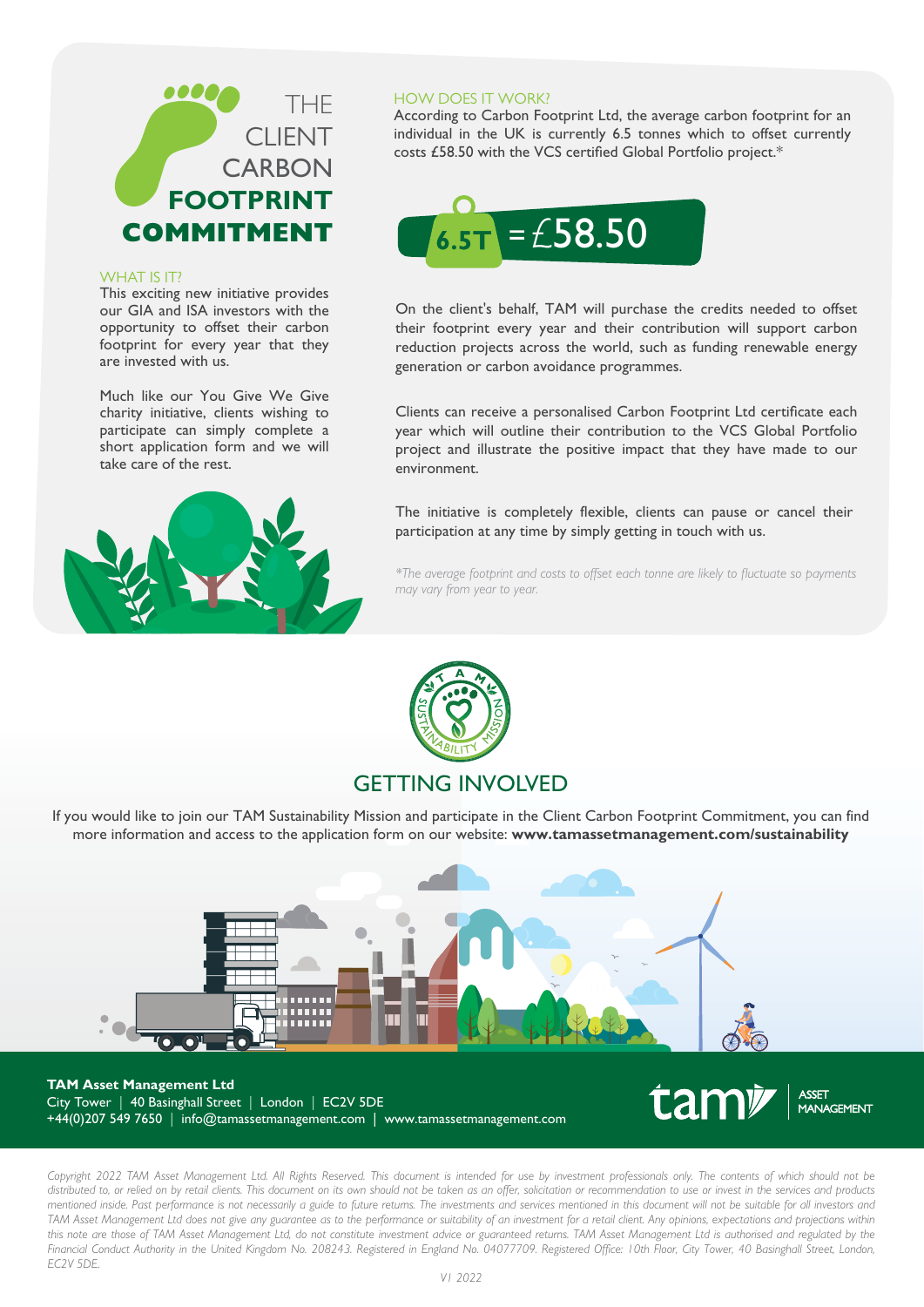# THE CLIENT CARBON FOOTPRINT COMMITMENT

## WHAT IS IT?

This exciting new initiative provides our GIA and ISA investors with the opportunity to offset their carbon footprint for every year that they are invested with us.

Much like our You Give We Give charity initiative, clients wishing to participate can simply complete a short application form and we will take care of the rest.

## HOW DOES IT WORK?

According to Carbon Footprint Ltd, the average carbon footprint for an individual in the UK is currently 6.5 tonnes which to offset currently costs £58.50 with the VCS certified Global Portfolio project.*

**6.5T = £58.50**

On the client's behalf, TAM will purchase the credits needed to offset their footprint every year and their contribution will support carbon reduction projects across the world, such as funding renewable energy generation or carbon avoidance programmes.

Clients can receive a personalised Carbon Footprint Ltd certificate each year which will outline their contribution to the VCS Global Portfolio project and illustrate the positive impact that they have made to our environment.

The initiative is completely flexible, clients can pause or cancel their participation at any time by simply getting in touch with us.

*\*The average footprint and costs to offset each tonne are likely to fluctuate so payments may vary from year to year.*

TAM SUSTAINABILITY MISSION

## GETTING INVOLVED

If you would like to join our TAM Sustainability Mission and participate in the Client Carbon Footprint Commitment, you can find more information and access to the application form on our website: **www.tamassetmanagement.com/sustainability**

**TAM Asset Management Ltd**
City Tower | 40 Basinghall Street | London | EC2V 5DE
+44(0)207 549 7650 | info@tamassetmanagement.com | www.tamassetmanagement.com

tam ASSET MANAGEMENT

*Copyright 2022 TAM Asset Management Ltd. All Rights Reserved. This document is intended for use by investment professionals only. The contents of which should not be distributed to, or relied on by retail clients. This document on its own should not be taken as an offer, solicitation or recommendation to use or invest in the services and products mentioned inside. Past performance is not necessarily a guide to future returns. The investments and services mentioned in this document will not be suitable for all investors and TAM Asset Management Ltd does not give any guarantee as to the performance or suitability of an investment for a retail client. Any opinions, expectations and projections within this note are those of TAM Asset Management Ltd, do not constitute investment advice or guaranteed returns. TAM Asset Management Ltd is authorised and regulated by the Financial Conduct Authority in the United Kingdom No. 208243. Registered in England No. 04077709. Registered Office: 10th Floor, City Tower, 40 Basinghall Street, London, EC2V 5DE.*

*V1 2022*